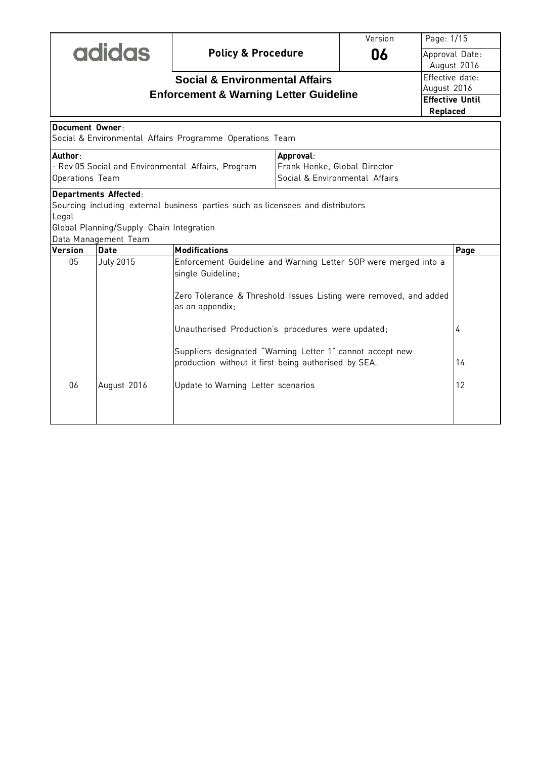| adidas | **Policy & Procedure** | Version **06** | Approval Date: August 2016 |
|---|---|---|---|
| | **Social & Environmental Affairs Enforcement & Warning Letter Guideline** | | Effective date: August 2016 |
| | | | **Effective Until Replaced** |

**Document Owner**:
Social & Environmental Affairs Programme Operations Team

| **Author**: | **Approval**: |
|---|---|
| - Rev 05 Social and Environmental Affairs, Program Operations Team | Frank Henke, Global Director Social & Environmental Affairs |

**Departments Affected**:
Sourcing including external business parties such as licensees and distributors
Legal
Global Planning/Supply Chain Integration
Data Management Team

| Version | Date | Modifications | Page |
|---|---|---|---|
| 05 | July 2015 | Enforcement Guideline and Warning Letter SOP were merged into a single Guideline; | |
| | | Zero Tolerance & Threshold Issues Listing were removed, and added as an appendix; | |
| | | Unauthorised Production's procedures were updated; | 4 |
| | | Suppliers designated "Warning Letter 1" cannot accept new production without it first being authorised by SEA. | 14 |
| 06 | August 2016 | Update to Warning Letter scenarios | 12 |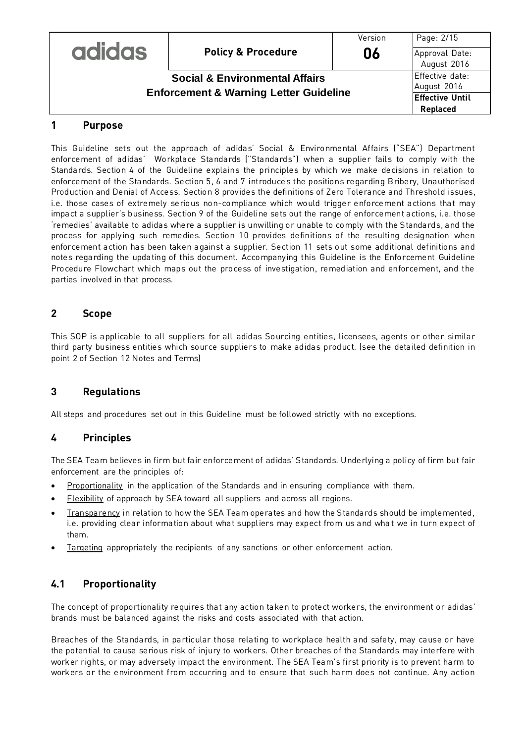## 1 Purpose

This Guideline sets out the approach of adidas' Social & Environmental Affairs ("SEA") Department enforcement of adidas' Workplace Standards ("Standards") when a supplier fails to comply with the Standards. Section 4 of the Guideline explains the principles by which we make decisions in relation to enforcement of the Standards. Section 5, 6 and 7 introduces the positions regarding Bribery, Unauthorised Production and Denial of Access. Section 8 provides the definitions of Zero Tolerance and Threshold issues, i.e. those cases of extremely serious non-compliance which would trigger enforcement actions that may impact a supplier's business. Section 9 of the Guideline sets out the range of enforcement actions, i.e. those 'remedies' available to adidas where a supplier is unwilling or unable to comply with the Standards, and the process for applying such remedies. Section 10 provides definitions of the resulting designation when enforcement action has been taken against a supplier. Section 11 sets out some additional definitions and notes regarding the updating of this document. Accompanying this Guideline is the Enforcement Guideline Procedure Flowchart which maps out the process of investigation, remediation and enforcement, and the parties involved in that process.

## 2 Scope

This SOP is applicable to all suppliers for all adidas Sourcing entities, licensees, agents or other similar third party business entities which source suppliers to make adidas product. (see the detailed definition in point 2 of Section 12 Notes and Terms)

## 3 Regulations

All steps and procedures set out in this Guideline must be followed strictly with no exceptions.

## 4 Principles

The SEA Team believes in firm but fair enforcement of adidas' Standards. Underlying a policy of firm but fair enforcement are the principles of:

- Proportionality in the application of the Standards and in ensuring compliance with them.
- Flexibility of approach by SEA toward all suppliers and across all regions.
- Transparency in relation to how the SEA Team operates and how the Standards should be implemented, i.e. providing clear information about what suppliers may expect from us and what we in turn expect of them.
- Targeting appropriately the recipients of any sanctions or other enforcement action.

## 4.1 Proportionality

The concept of proportionality requires that any action taken to protect workers, the environment or adidas' brands must be balanced against the risks and costs associated with that action.

Breaches of the Standards, in particular those relating to workplace health and safety, may cause or have the potential to cause serious risk of injury to workers. Other breaches of the Standards may interfere with worker rights, or may adversely impact the environment. The SEA Team's first priority is to prevent harm to workers or the environment from occurring and to ensure that such harm does not continue. Any action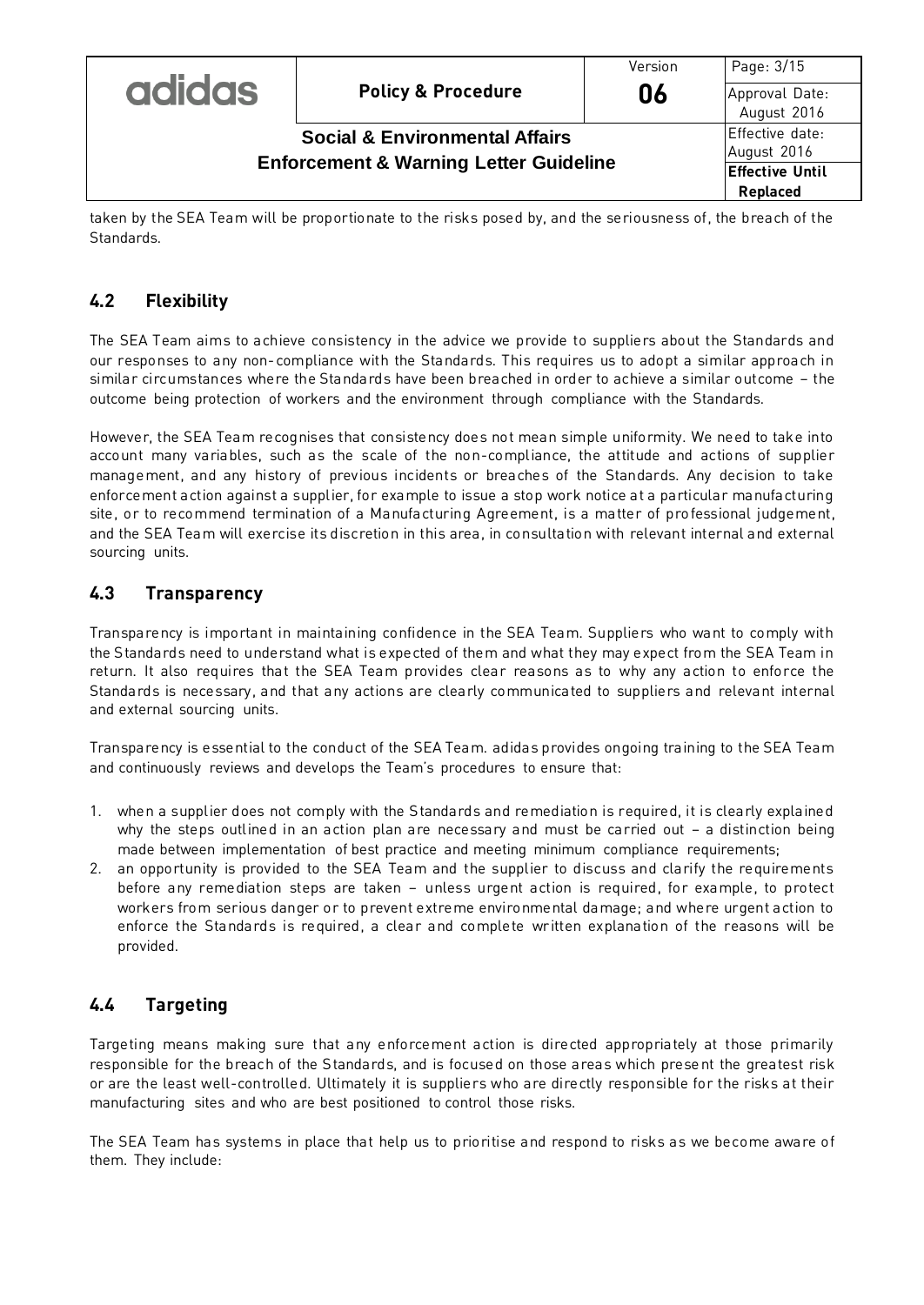taken by the SEA Team will be proportionate to the risks posed by, and the seriousness of, the breach of the Standards.

## 4.2 Flexibility

The SEA Team aims to achieve consistency in the advice we provide to suppliers about the Standards and our responses to any non-compliance with the Standards. This requires us to adopt a similar approach in similar circumstances where the Standards have been breached in order to achieve a similar outcome – the outcome being protection of workers and the environment through compliance with the Standards.

However, the SEA Team recognises that consistency does not mean simple uniformity. We need to take into account many variables, such as the scale of the non-compliance, the attitude and actions of supplier management, and any history of previous incidents or breaches of the Standards. Any decision to take enforcement action against a supplier, for example to issue a stop work notice at a particular manufacturing site, or to recommend termination of a Manufacturing Agreement, is a matter of professional judgement, and the SEA Team will exercise its discretion in this area, in consultation with relevant internal and external sourcing units.

## 4.3 Transparency

Transparency is important in maintaining confidence in the SEA Team. Suppliers who want to comply with the Standards need to understand what is expected of them and what they may expect from the SEA Team in return. It also requires that the SEA Team provides clear reasons as to why any action to enforce the Standards is necessary, and that any actions are clearly communicated to suppliers and relevant internal and external sourcing units.

Transparency is essential to the conduct of the SEA Team. adidas provides ongoing training to the SEA Team and continuously reviews and develops the Team's procedures to ensure that:

1. when a supplier does not comply with the Standards and remediation is required, it is clearly explained why the steps outlined in an action plan are necessary and must be carried out – a distinction being made between implementation of best practice and meeting minimum compliance requirements;
2. an opportunity is provided to the SEA Team and the supplier to discuss and clarify the requirements before any remediation steps are taken – unless urgent action is required, for example, to protect workers from serious danger or to prevent extreme environmental damage; and where urgent action to enforce the Standards is required, a clear and complete written explanation of the reasons will be provided.

## 4.4 Targeting

Targeting means making sure that any enforcement action is directed appropriately at those primarily responsible for the breach of the Standards, and is focused on those areas which present the greatest risk or are the least well-controlled. Ultimately it is suppliers who are directly responsible for the risks at their manufacturing sites and who are best positioned to control those risks.

The SEA Team has systems in place that help us to prioritise and respond to risks as we become aware of them. They include: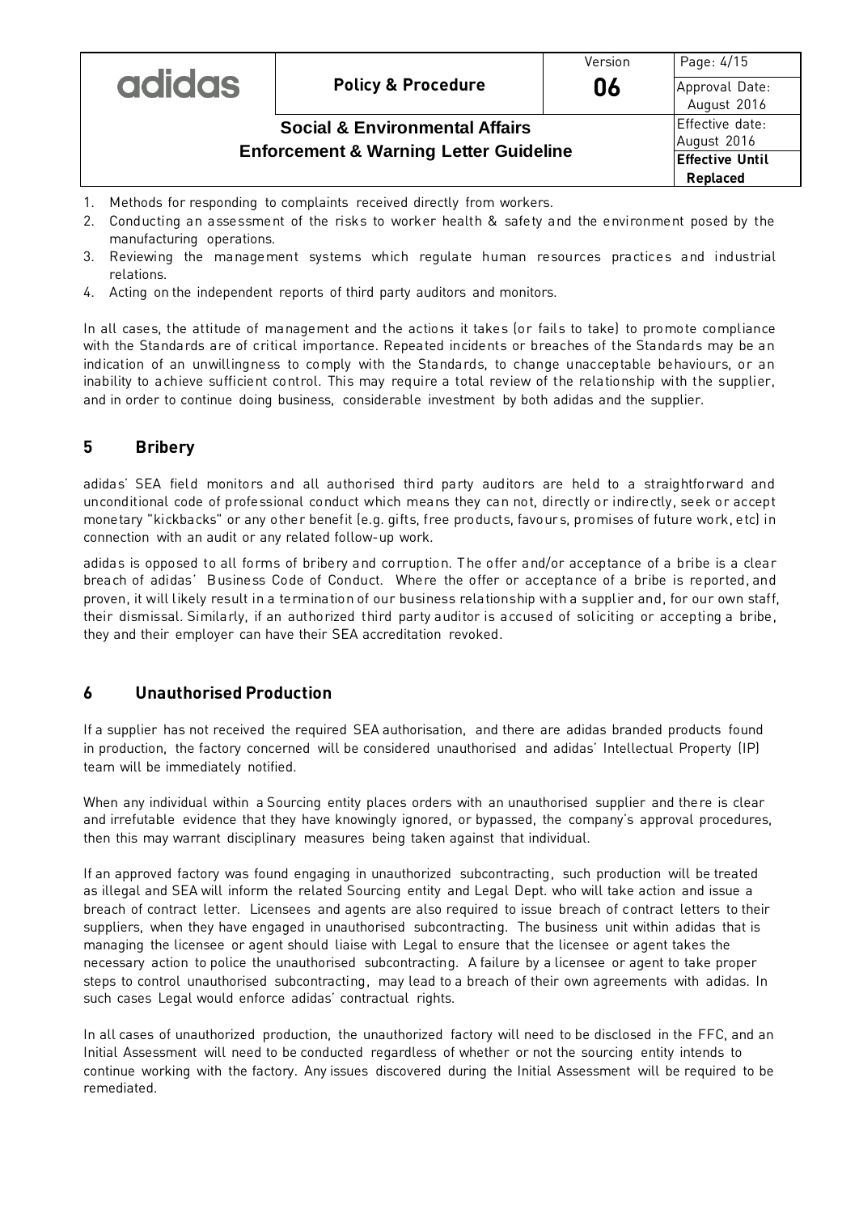1. Methods for responding to complaints received directly from workers.
2. Conducting an assessment of the risks to worker health & safety and the environment posed by the manufacturing operations.
3. Reviewing the management systems which regulate human resources practices and industrial relations.
4. Acting on the independent reports of third party auditors and monitors.

In all cases, the attitude of management and the actions it takes (or fails to take) to promote compliance with the Standards are of critical importance. Repeated incidents or breaches of the Standards may be an indication of an unwillingness to comply with the Standards, to change unacceptable behaviours, or an inability to achieve sufficient control. This may require a total review of the relationship with the supplier, and in order to continue doing business, considerable investment by both adidas and the supplier.

## 5 Bribery

adidas' SEA field monitors and all authorised third party auditors are held to a straightforward and unconditional code of professional conduct which means they can not, directly or indirectly, seek or accept monetary "kickbacks" or any other benefit (e.g. gifts, free products, favours, promises of future work, etc) in connection with an audit or any related follow-up work.

adidas is opposed to all forms of bribery and corruption. The offer and/or acceptance of a bribe is a clear breach of adidas' Business Code of Conduct. Where the offer or acceptance of a bribe is reported, and proven, it will likely result in a termination of our business relationship with a supplier and, for our own staff, their dismissal. Similarly, if an authorized third party auditor is accused of soliciting or accepting a bribe, they and their employer can have their SEA accreditation revoked.

## 6 Unauthorised Production

If a supplier has not received the required SEA authorisation, and there are adidas branded products found in production, the factory concerned will be considered unauthorised and adidas' Intellectual Property (IP) team will be immediately notified.

When any individual within a Sourcing entity places orders with an unauthorised supplier and there is clear and irrefutable evidence that they have knowingly ignored, or bypassed, the company's approval procedures, then this may warrant disciplinary measures being taken against that individual.

If an approved factory was found engaging in unauthorized subcontracting, such production will be treated as illegal and SEA will inform the related Sourcing entity and Legal Dept. who will take action and issue a breach of contract letter. Licensees and agents are also required to issue breach of contract letters to their suppliers, when they have engaged in unauthorised subcontracting. The business unit within adidas that is managing the licensee or agent should liaise with Legal to ensure that the licensee or agent takes the necessary action to police the unauthorised subcontracting. A failure by a licensee or agent to take proper steps to control unauthorised subcontracting, may lead to a breach of their own agreements with adidas. In such cases Legal would enforce adidas' contractual rights.

In all cases of unauthorized production, the unauthorized factory will need to be disclosed in the FFC, and an Initial Assessment will need to be conducted regardless of whether or not the sourcing entity intends to continue working with the factory. Any issues discovered during the Initial Assessment will be required to be remediated.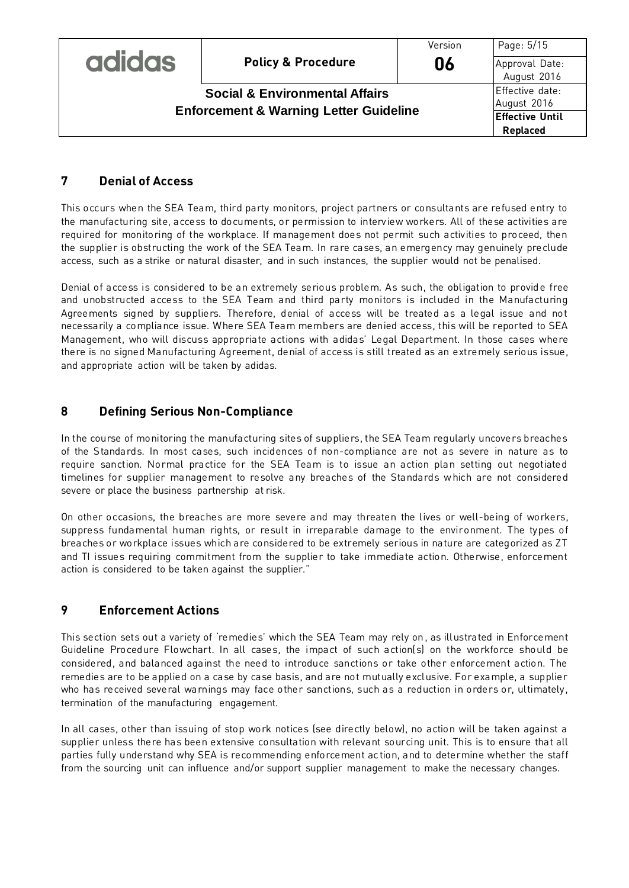## 7 Denial of Access

This occurs when the SEA Team, third party monitors, project partners or consultants are refused entry to the manufacturing site, access to documents, or permission to interview workers. All of these activities are required for monitoring of the workplace. If management does not permit such activities to proceed, then the supplier is obstructing the work of the SEA Team. In rare cases, an emergency may genuinely preclude access, such as a strike or natural disaster, and in such instances, the supplier would not be penalised.

Denial of access is considered to be an extremely serious problem. As such, the obligation to provide free and unobstructed access to the SEA Team and third party monitors is included in the Manufacturing Agreements signed by suppliers. Therefore, denial of access will be treated as a legal issue and not necessarily a compliance issue. Where SEA Team members are denied access, this will be reported to SEA Management, who will discuss appropriate actions with adidas' Legal Department. In those cases where there is no signed Manufacturing Agreement, denial of access is still treated as an extremely serious issue, and appropriate action will be taken by adidas.

## 8 Defining Serious Non-Compliance

In the course of monitoring the manufacturing sites of suppliers, the SEA Team regularly uncovers breaches of the Standards. In most cases, such incidences of non-compliance are not as severe in nature as to require sanction. Normal practice for the SEA Team is to issue an action plan setting out negotiated timelines for supplier management to resolve any breaches of the Standards which are not considered severe or place the business partnership at risk.

On other occasions, the breaches are more severe and may threaten the lives or well-being of workers, suppress fundamental human rights, or result in irreparable damage to the environment. The types of breaches or workplace issues which are considered to be extremely serious in nature are categorized as ZT and TI issues requiring commitment from the supplier to take immediate action. Otherwise, enforcement action is considered to be taken against the supplier."

## 9 Enforcement Actions

This section sets out a variety of 'remedies' which the SEA Team may rely on, as illustrated in Enforcement Guideline Procedure Flowchart. In all cases, the impact of such action(s) on the workforce should be considered, and balanced against the need to introduce sanctions or take other enforcement action. The remedies are to be applied on a case by case basis, and are not mutually exclusive. For example, a supplier who has received several warnings may face other sanctions, such as a reduction in orders or, ultimately, termination of the manufacturing engagement.

In all cases, other than issuing of stop work notices (see directly below), no action will be taken against a supplier unless there has been extensive consultation with relevant sourcing unit. This is to ensure that all parties fully understand why SEA is recommending enforcement action, and to determine whether the staff from the sourcing unit can influence and/or support supplier management to make the necessary changes.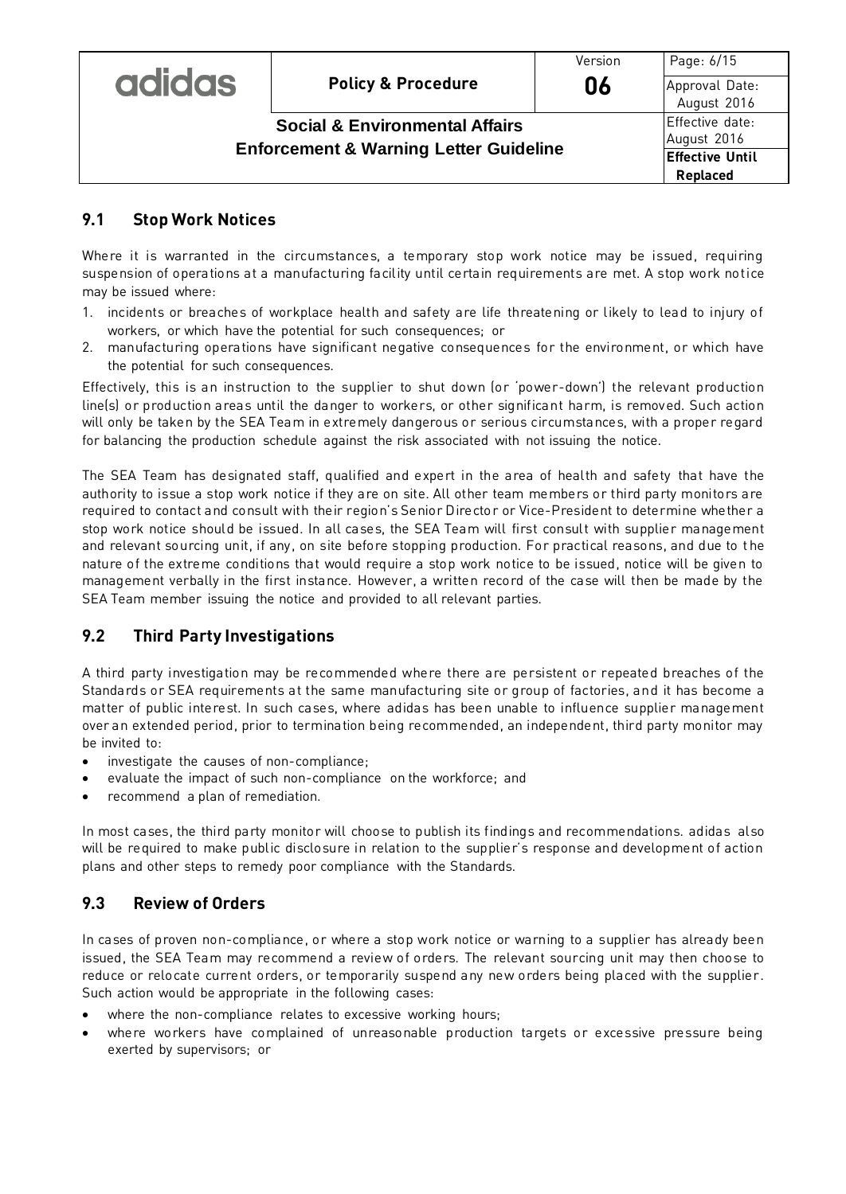## 9.1 Stop Work Notices

Where it is warranted in the circumstances, a temporary stop work notice may be issued, requiring suspension of operations at a manufacturing facility until certain requirements are met. A stop work notice may be issued where:

1. incidents or breaches of workplace health and safety are life threatening or likely to lead to injury of workers, or which have the potential for such consequences; or
2. manufacturing operations have significant negative consequences for the environment, or which have the potential for such consequences.

Effectively, this is an instruction to the supplier to shut down (or 'power-down') the relevant production line(s) or production areas until the danger to workers, or other significant harm, is removed. Such action will only be taken by the SEA Team in extremely dangerous or serious circumstances, with a proper regard for balancing the production schedule against the risk associated with not issuing the notice.

The SEA Team has designated staff, qualified and expert in the area of health and safety that have the authority to issue a stop work notice if they are on site. All other team members or third party monitors are required to contact and consult with their region's Senior Director or Vice-President to determine whether a stop work notice should be issued. In all cases, the SEA Team will first consult with supplier management and relevant sourcing unit, if any, on site before stopping production. For practical reasons, and due to the nature of the extreme conditions that would require a stop work notice to be issued, notice will be given to management verbally in the first instance. However, a written record of the case will then be made by the SEA Team member issuing the notice and provided to all relevant parties.

## 9.2 Third Party Investigations

A third party investigation may be recommended where there are persistent or repeated breaches of the Standards or SEA requirements at the same manufacturing site or group of factories, and it has become a matter of public interest. In such cases, where adidas has been unable to influence supplier management over an extended period, prior to termination being recommended, an independent, third party monitor may be invited to:

- investigate the causes of non-compliance;
- evaluate the impact of such non-compliance on the workforce; and
- recommend a plan of remediation.

In most cases, the third party monitor will choose to publish its findings and recommendations. adidas also will be required to make public disclosure in relation to the supplier's response and development of action plans and other steps to remedy poor compliance with the Standards.

## 9.3 Review of Orders

In cases of proven non-compliance, or where a stop work notice or warning to a supplier has already been issued, the SEA Team may recommend a review of orders. The relevant sourcing unit may then choose to reduce or relocate current orders, or temporarily suspend any new orders being placed with the supplier. Such action would be appropriate in the following cases:

- where the non-compliance relates to excessive working hours;
- where workers have complained of unreasonable production targets or excessive pressure being exerted by supervisors; or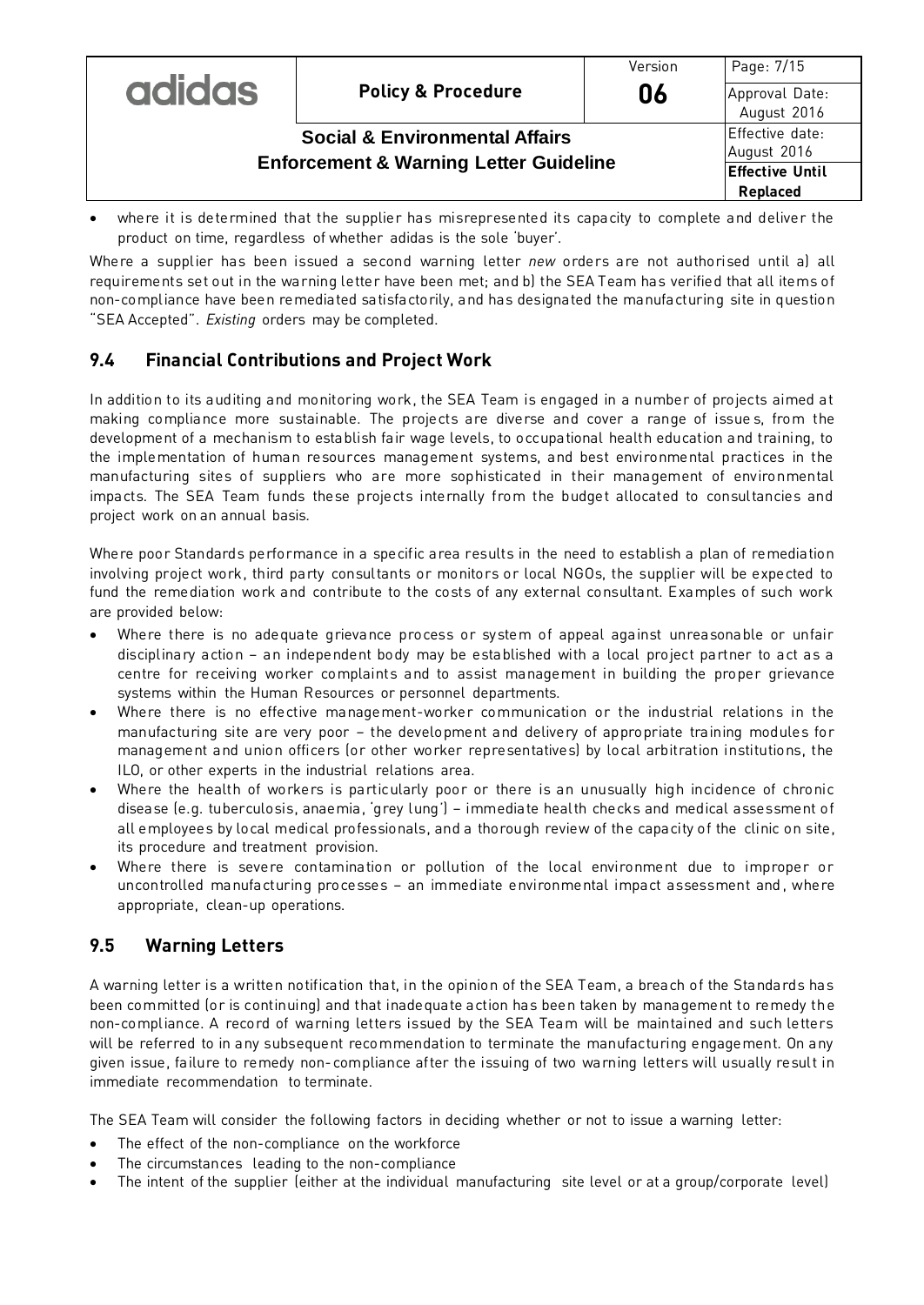- where it is determined that the supplier has misrepresented its capacity to complete and deliver the product on time, regardless of whether adidas is the sole 'buyer'.

Where a supplier has been issued a second warning letter *new* orders are not authorised until a) all requirements set out in the warning letter have been met; and b) the SEA Team has verified that all items of non-compliance have been remediated satisfactorily, and has designated the manufacturing site in question "SEA Accepted". *Existing* orders may be completed.

## 9.4 Financial Contributions and Project Work

In addition to its auditing and monitoring work, the SEA Team is engaged in a number of projects aimed at making compliance more sustainable. The projects are diverse and cover a range of issues, from the development of a mechanism to establish fair wage levels, to occupational health education and training, to the implementation of human resources management systems, and best environmental practices in the manufacturing sites of suppliers who are more sophisticated in their management of environmental impacts. The SEA Team funds these projects internally from the budget allocated to consultancies and project work on an annual basis.

Where poor Standards performance in a specific area results in the need to establish a plan of remediation involving project work, third party consultants or monitors or local NGOs, the supplier will be expected to fund the remediation work and contribute to the costs of any external consultant. Examples of such work are provided below:

- Where there is no adequate grievance process or system of appeal against unreasonable or unfair disciplinary action – an independent body may be established with a local project partner to act as a centre for receiving worker complaints and to assist management in building the proper grievance systems within the Human Resources or personnel departments.
- Where there is no effective management-worker communication or the industrial relations in the manufacturing site are very poor – the development and delivery of appropriate training modules for management and union officers (or other worker representatives) by local arbitration institutions, the ILO, or other experts in the industrial relations area.
- Where the health of workers is particularly poor or there is an unusually high incidence of chronic disease (e.g. tuberculosis, anaemia, 'grey lung') – immediate health checks and medical assessment of all employees by local medical professionals, and a thorough review of the capacity of the clinic on site, its procedure and treatment provision.
- Where there is severe contamination or pollution of the local environment due to improper or uncontrolled manufacturing processes – an immediate environmental impact assessment and, where appropriate, clean-up operations.

## 9.5 Warning Letters

A warning letter is a written notification that, in the opinion of the SEA Team, a breach of the Standards has been committed (or is continuing) and that inadequate action has been taken by management to remedy the non-compliance. A record of warning letters issued by the SEA Team will be maintained and such letters will be referred to in any subsequent recommendation to terminate the manufacturing engagement. On any given issue, failure to remedy non-compliance after the issuing of two warning letters will usually result in immediate recommendation to terminate.

The SEA Team will consider the following factors in deciding whether or not to issue a warning letter:

- The effect of the non-compliance on the workforce
- The circumstances leading to the non-compliance
- The intent of the supplier (either at the individual manufacturing site level or at a group/corporate level)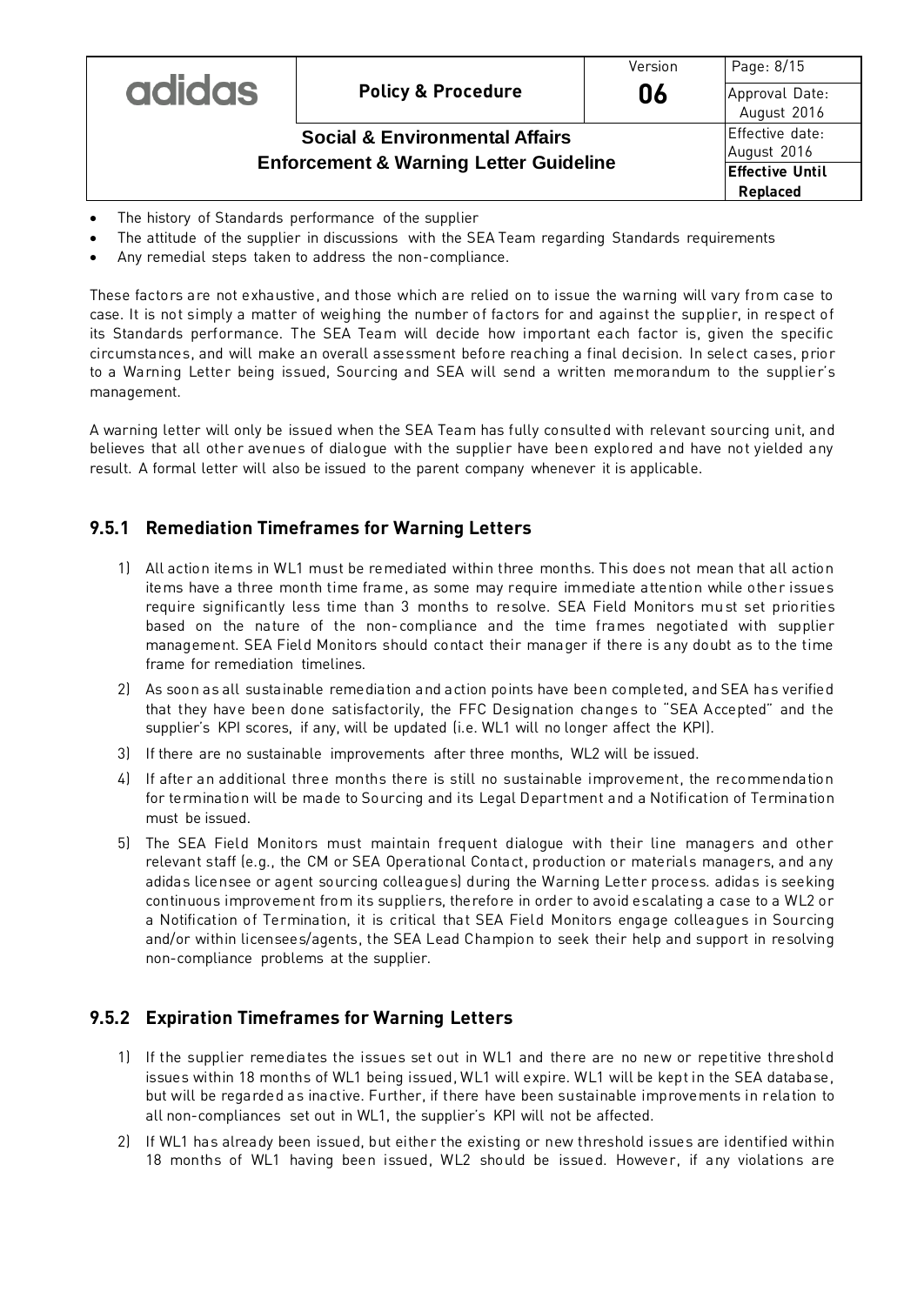- The history of Standards performance of the supplier
- The attitude of the supplier in discussions with the SEA Team regarding Standards requirements
- Any remedial steps taken to address the non-compliance.

These factors are not exhaustive, and those which are relied on to issue the warning will vary from case to case. It is not simply a matter of weighing the number of factors for and against the supplier, in respect of its Standards performance. The SEA Team will decide how important each factor is, given the specific circumstances, and will make an overall assessment before reaching a final decision. In select cases, prior to a Warning Letter being issued, Sourcing and SEA will send a written memorandum to the supplier's management.

A warning letter will only be issued when the SEA Team has fully consulted with relevant sourcing unit, and believes that all other avenues of dialogue with the supplier have been explored and have not yielded any result. A formal letter will also be issued to the parent company whenever it is applicable.

### 9.5.1 Remediation Timeframes for Warning Letters

1) All action items in WL1 must be remediated within three months. This does not mean that all action items have a three month time frame, as some may require immediate attention while other issues require significantly less time than 3 months to resolve. SEA Field Monitors must set priorities based on the nature of the non-compliance and the time frames negotiated with supplier management. SEA Field Monitors should contact their manager if there is any doubt as to the time frame for remediation timelines.
2) As soon as all sustainable remediation and action points have been completed, and SEA has verified that they have been done satisfactorily, the FFC Designation changes to "SEA Accepted" and the supplier's KPI scores, if any, will be updated (i.e. WL1 will no longer affect the KPI).
3) If there are no sustainable improvements after three months, WL2 will be issued.
4) If after an additional three months there is still no sustainable improvement, the recommendation for termination will be made to Sourcing and its Legal Department and a Notification of Termination must be issued.
5) The SEA Field Monitors must maintain frequent dialogue with their line managers and other relevant staff (e.g., the CM or SEA Operational Contact, production or materials managers, and any adidas licensee or agent sourcing colleagues) during the Warning Letter process. adidas is seeking continuous improvement from its suppliers, therefore in order to avoid escalating a case to a WL2 or a Notification of Termination, it is critical that SEA Field Monitors engage colleagues in Sourcing and/or within licensees/agents, the SEA Lead Champion to seek their help and support in resolving non-compliance problems at the supplier.

### 9.5.2 Expiration Timeframes for Warning Letters

1) If the supplier remediates the issues set out in WL1 and there are no new or repetitive threshold issues within 18 months of WL1 being issued, WL1 will expire. WL1 will be kept in the SEA database, but will be regarded as inactive. Further, if there have been sustainable improvements in relation to all non-compliances set out in WL1, the supplier's KPI will not be affected.
2) If WL1 has already been issued, but either the existing or new threshold issues are identified within 18 months of WL1 having been issued, WL2 should be issued. However, if any violations are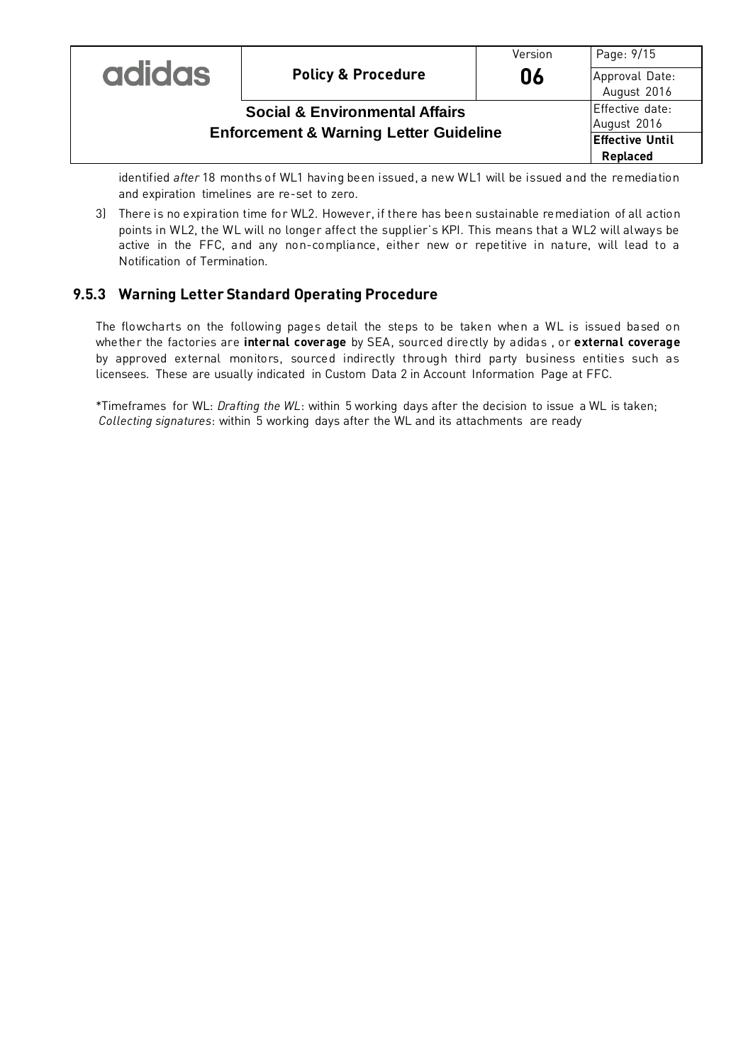identified *after* 18 months of WL1 having been issued, a new WL1 will be issued and the remediation and expiration timelines are re-set to zero.

3) There is no expiration time for WL2. However, if there has been sustainable remediation of all action points in WL2, the WL will no longer affect the supplier's KPI. This means that a WL2 will always be active in the FFC, and any non-compliance, either new or repetitive in nature, will lead to a Notification of Termination.

### 9.5.3 Warning Letter Standard Operating Procedure

The flowcharts on the following pages detail the steps to be taken when a WL is issued based on whether the factories are **internal coverage** by SEA, sourced directly by adidas , or **external coverage** by approved external monitors, sourced indirectly through third party business entities such as licensees. These are usually indicated in Custom Data 2 in Account Information Page at FFC.

*Timeframes for WL: *Drafting the WL*: within 5 working days after the decision to issue a WL is taken; *Collecting signatures*: within 5 working days after the WL and its attachments are ready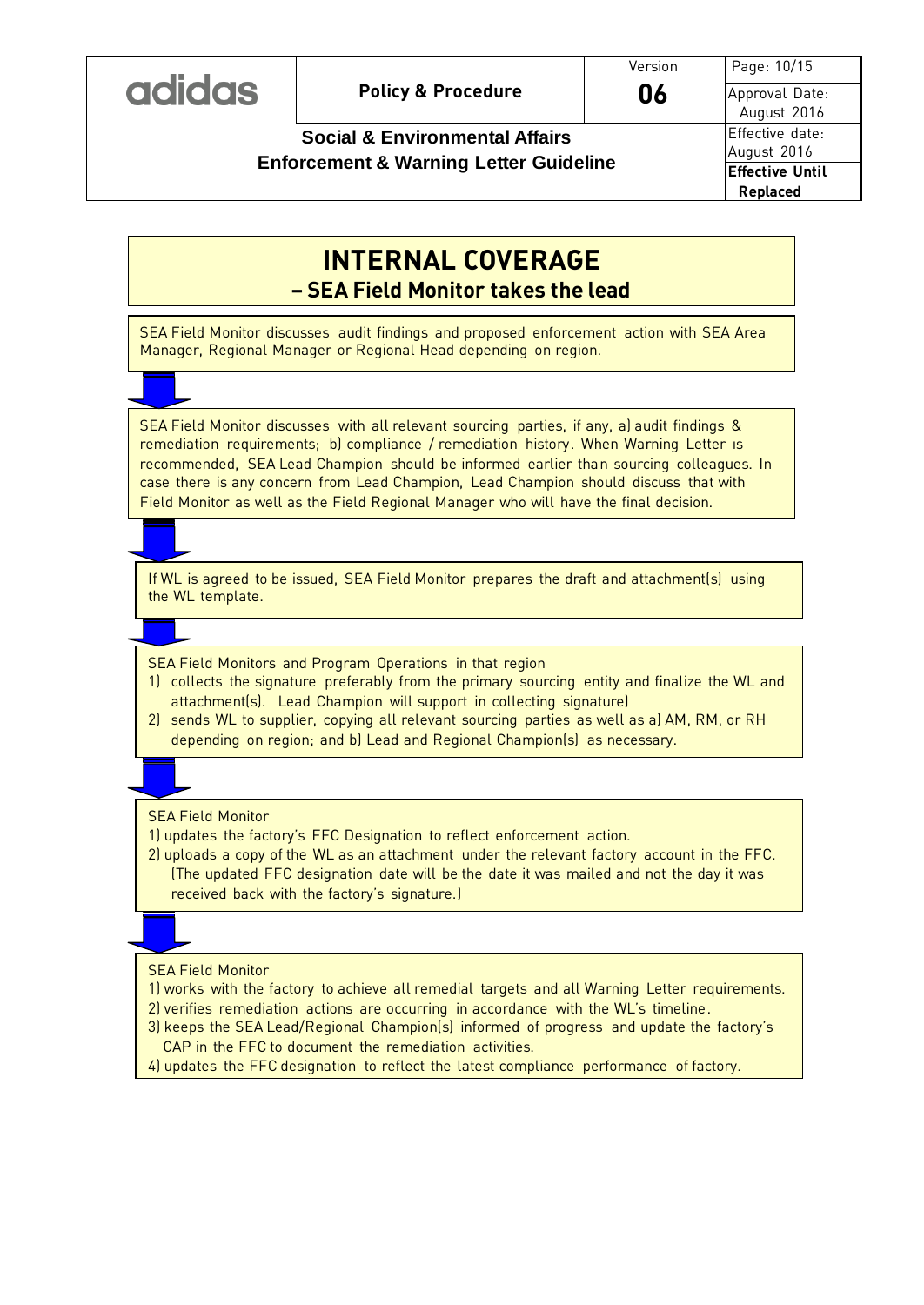# INTERNAL COVERAGE
## – SEA Field Monitor takes the lead

SEA Field Monitor discusses audit findings and proposed enforcement action with SEA Area Manager, Regional Manager or Regional Head depending on region.

↓

SEA Field Monitor discusses with all relevant sourcing parties, if any, a) audit findings & remediation requirements; b) compliance / remediation history. When Warning Letter is recommended, SEA Lead Champion should be informed earlier than sourcing colleagues. In case there is any concern from Lead Champion, Lead Champion should discuss that with Field Monitor as well as the Field Regional Manager who will have the final decision.

↓

If WL is agreed to be issued, SEA Field Monitor prepares the draft and attachment(s) using the WL template.

↓

SEA Field Monitors and Program Operations in that region

1) collects the signature preferably from the primary sourcing entity and finalize the WL and attachment(s). Lead Champion will support in collecting signature)
2) sends WL to supplier, copying all relevant sourcing parties as well as a) AM, RM, or RH depending on region; and b) Lead and Regional Champion(s) as necessary.

↓

SEA Field Monitor

1) updates the factory's FFC Designation to reflect enforcement action.
2) uploads a copy of the WL as an attachment under the relevant factory account in the FFC. (The updated FFC designation date will be the date it was mailed and not the day it was received back with the factory's signature.)

↓

SEA Field Monitor

1) works with the factory to achieve all remedial targets and all Warning Letter requirements.
2) verifies remediation actions are occurring in accordance with the WL's timeline.
3) keeps the SEA Lead/Regional Champion(s) informed of progress and update the factory's CAP in the FFC to document the remediation activities.
4) updates the FFC designation to reflect the latest compliance performance of factory.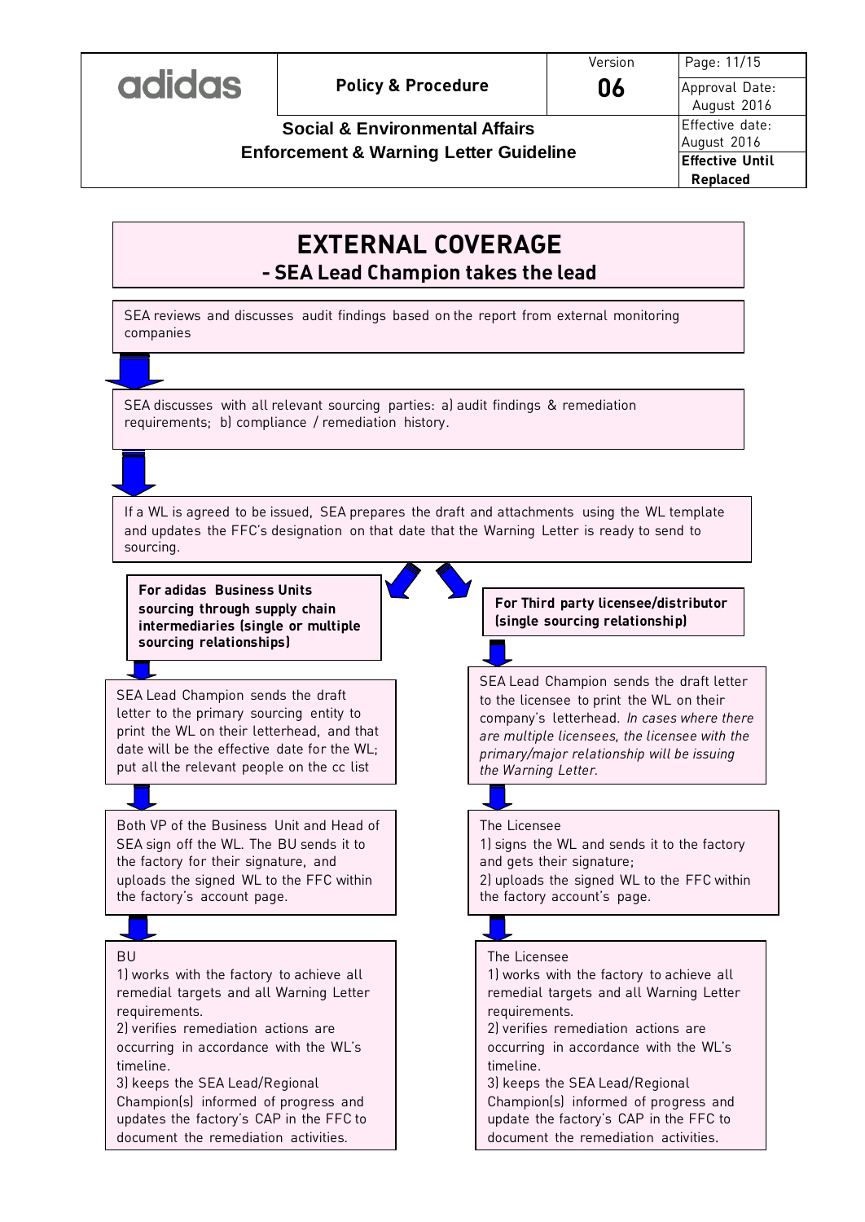# EXTERNAL COVERAGE

## - SEA Lead Champion takes the lead

SEA reviews and discusses audit findings based on the report from external monitoring companies

SEA discusses with all relevant sourcing parties: a) audit findings & remediation requirements; b) compliance / remediation history.

If a WL is agreed to be issued, SEA prepares the draft and attachments using the WL template and updates the FFC's designation on that date that the Warning Letter is ready to send to sourcing.

### For adidas Business Units sourcing through supply chain intermediaries (single or multiple sourcing relationships)

SEA Lead Champion sends the draft letter to the primary sourcing entity to print the WL on their letterhead, and that date will be the effective date for the WL; put all the relevant people on the cc list

Both VP of the Business Unit and Head of SEA sign off the WL. The BU sends it to the factory for their signature, and uploads the signed WL to the FFC within the factory's account page.

BU
1) works with the factory to achieve all remedial targets and all Warning Letter requirements.
2) verifies remediation actions are occurring in accordance with the WL's timeline.
3) keeps the SEA Lead/Regional Champion(s) informed of progress and updates the factory's CAP in the FFC to document the remediation activities.

### For Third party licensee/distributor (single sourcing relationship)

SEA Lead Champion sends the draft letter to the licensee to print the WL on their company's letterhead. *In cases where there are multiple licensees, the licensee with the primary/major relationship will be issuing the Warning Letter.*

The Licensee
1) signs the WL and sends it to the factory and gets their signature;
2) uploads the signed WL to the FFC within the factory account's page.

The Licensee
1) works with the factory to achieve all remedial targets and all Warning Letter requirements.
2) verifies remediation actions are occurring in accordance with the WL's timeline.
3) keeps the SEA Lead/Regional Champion(s) informed of progress and update the factory's CAP in the FFC to document the remediation activities.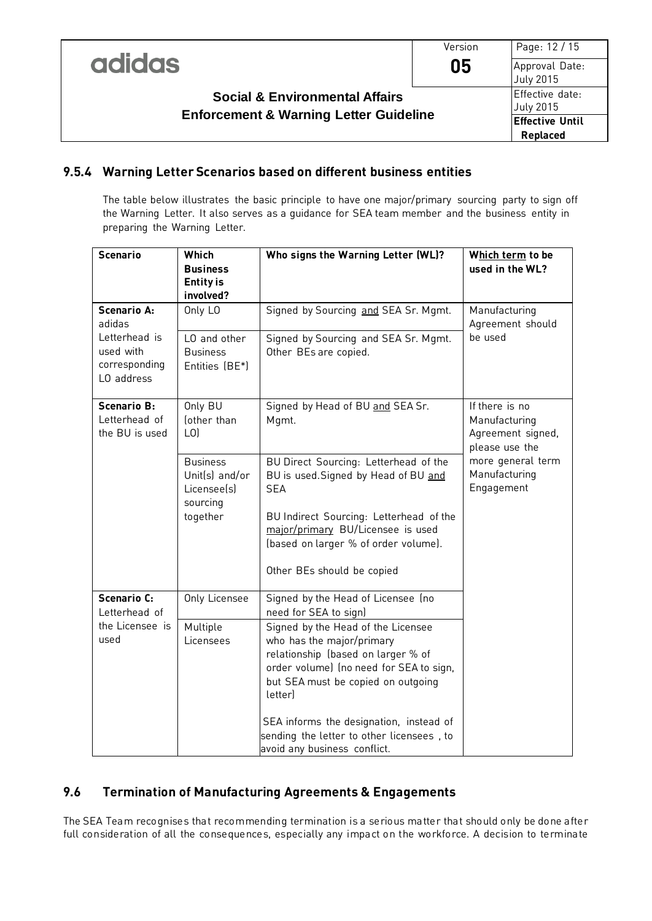### 9.5.4 Warning Letter Scenarios based on different business entities

The table below illustrates the basic principle to have one major/primary sourcing party to sign off the Warning Letter. It also serves as a guidance for SEA team member and the business entity in preparing the Warning Letter.

| Scenario | Which Business Entity is involved? | Who signs the Warning Letter (WL)? | Which term to be used in the WL? |
|---|---|---|---|
| **Scenario A:** adidas Letterhead is used with corresponding LO address | Only LO | Signed by Sourcing and SEA Sr. Mgmt. | Manufacturing Agreement should be used |
| | LO and other Business Entities (BE*) | Signed by Sourcing and SEA Sr. Mgmt. Other BEs are copied. | |
| **Scenario B:** Letterhead of the BU is used | Only BU (other than LO) | Signed by Head of BU and SEA Sr. Mgmt. | If there is no Manufacturing Agreement signed, please use the more general term Manufacturing Engagement |
| | Business Unit(s) and/or Licensee(s) sourcing together | BU Direct Sourcing: Letterhead of the BU is used. Signed by Head of BU and SEA<br><br>BU Indirect Sourcing: Letterhead of the major/primary BU/Licensee is used (based on larger % of order volume).<br><br>Other BEs should be copied | |
| **Scenario C:** Letterhead of the Licensee is used | Only Licensee | Signed by the Head of Licensee (no need for SEA to sign) | |
| | Multiple Licensees | Signed by the Head of the Licensee who has the major/primary relationship (based on larger % of order volume) (no need for SEA to sign, but SEA must be copied on outgoing letter)<br><br>SEA informs the designation, instead of sending the letter to other licensees, to avoid any business conflict. | |

## 9.6 Termination of Manufacturing Agreements & Engagements

The SEA Team recognises that recommending termination is a serious matter that should only be done after full consideration of all the consequences, especially any impact on the workforce. A decision to terminate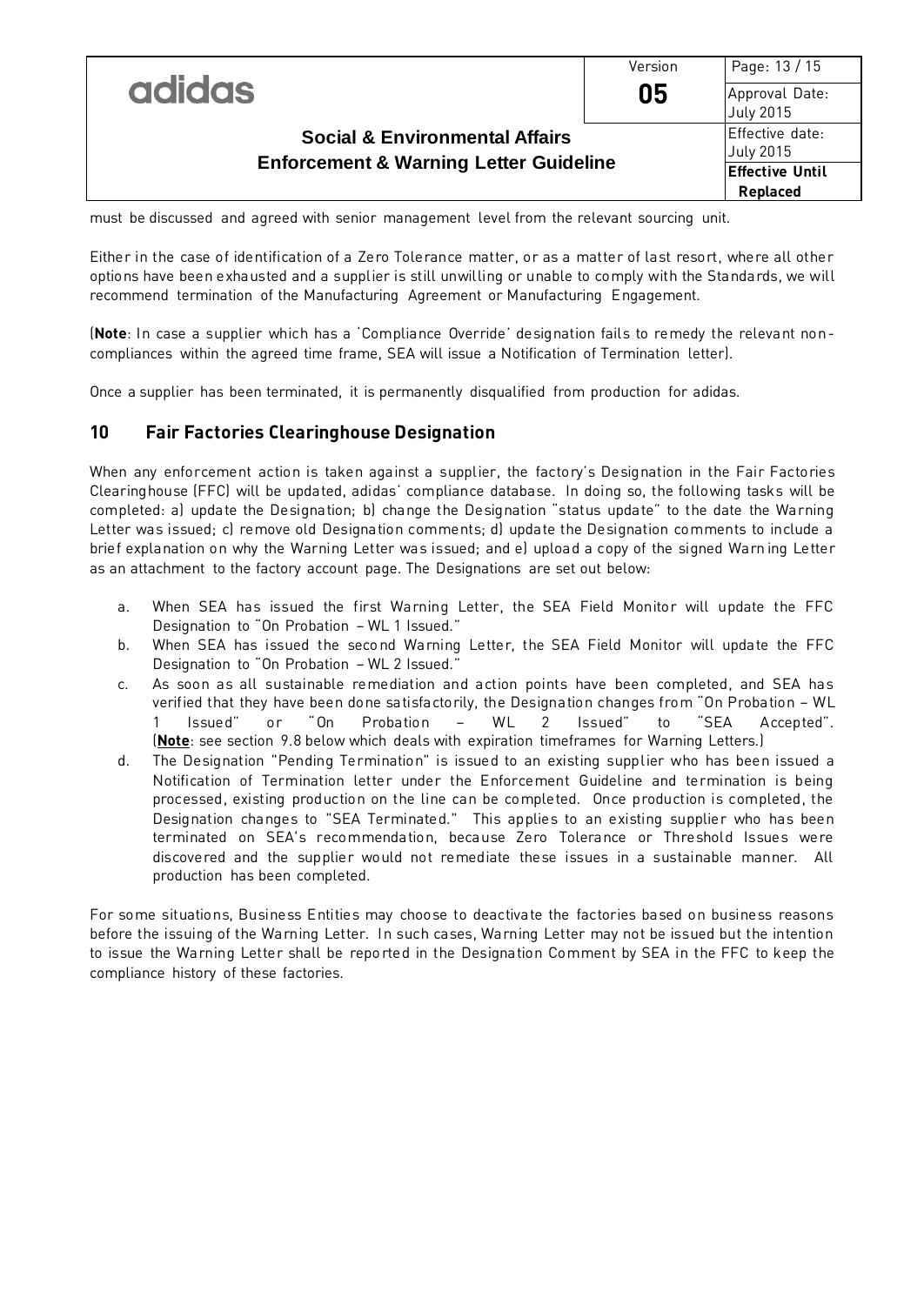must be discussed and agreed with senior management level from the relevant sourcing unit.

Either in the case of identification of a Zero Tolerance matter, or as a matter of last resort, where all other options have been exhausted and a supplier is still unwilling or unable to comply with the Standards, we will recommend termination of the Manufacturing Agreement or Manufacturing Engagement.

(**Note**: In case a supplier which has a 'Compliance Override' designation fails to remedy the relevant non-compliances within the agreed time frame, SEA will issue a Notification of Termination letter).

Once a supplier has been terminated, it is permanently disqualified from production for adidas.

## 10 Fair Factories Clearinghouse Designation

When any enforcement action is taken against a supplier, the factory's Designation in the Fair Factories Clearinghouse (FFC) will be updated, adidas' compliance database. In doing so, the following tasks will be completed: a) update the Designation; b) change the Designation "status update" to the date the Warning Letter was issued; c) remove old Designation comments; d) update the Designation comments to include a brief explanation on why the Warning Letter was issued; and e) upload a copy of the signed Warning Letter as an attachment to the factory account page. The Designations are set out below:

a. When SEA has issued the first Warning Letter, the SEA Field Monitor will update the FFC Designation to "On Probation – WL 1 Issued."
b. When SEA has issued the second Warning Letter, the SEA Field Monitor will update the FFC Designation to "On Probation – WL 2 Issued."
c. As soon as all sustainable remediation and action points have been completed, and SEA has verified that they have been done satisfactorily, the Designation changes from "On Probation – WL 1 Issued" or "On Probation – WL 2 Issued" to "SEA Accepted". (**Note**: see section 9.8 below which deals with expiration timeframes for Warning Letters.)
d. The Designation "Pending Termination" is issued to an existing supplier who has been issued a Notification of Termination letter under the Enforcement Guideline and termination is being processed, existing production on the line can be completed. Once production is completed, the Designation changes to "SEA Terminated." This applies to an existing supplier who has been terminated on SEA's recommendation, because Zero Tolerance or Threshold Issues were discovered and the supplier would not remediate these issues in a sustainable manner. All production has been completed.

For some situations, Business Entities may choose to deactivate the factories based on business reasons before the issuing of the Warning Letter. In such cases, Warning Letter may not be issued but the intention to issue the Warning Letter shall be reported in the Designation Comment by SEA in the FFC to keep the compliance history of these factories.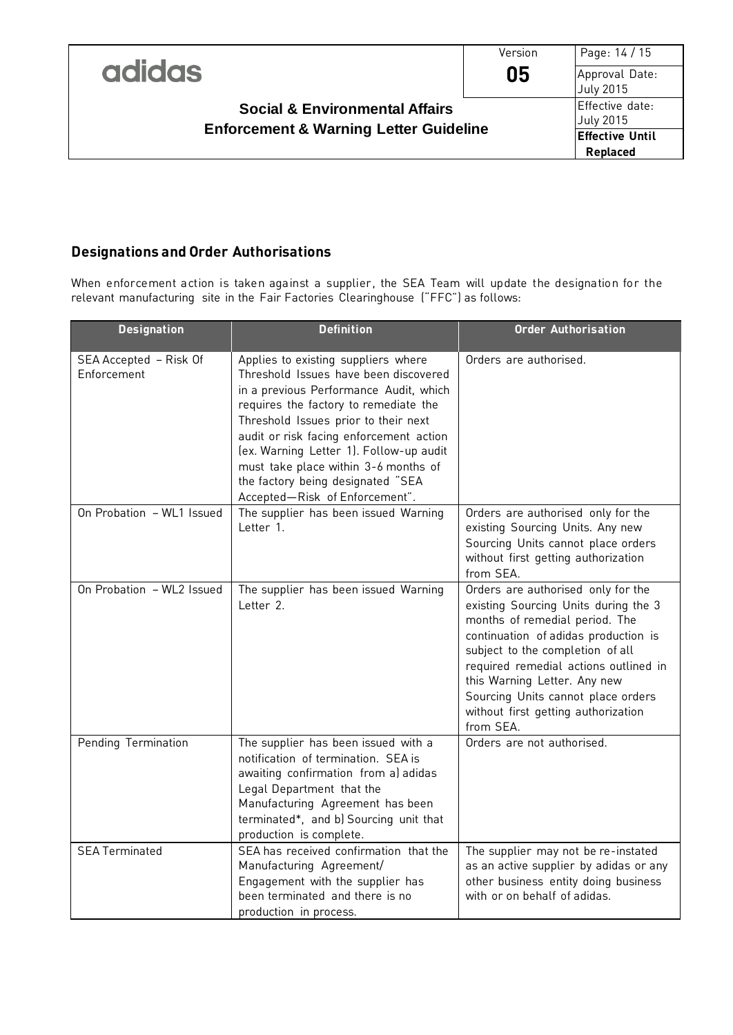## Designations and Order Authorisations

When enforcement action is taken against a supplier, the SEA Team will update the designation for the relevant manufacturing site in the Fair Factories Clearinghouse ("FFC") as follows:

| Designation | Definition | Order Authorisation |
|---|---|---|
| SEA Accepted – Risk Of Enforcement | Applies to existing suppliers where Threshold Issues have been discovered in a previous Performance Audit, which requires the factory to remediate the Threshold Issues prior to their next audit or risk facing enforcement action (ex. Warning Letter 1). Follow-up audit must take place within 3-6 months of the factory being designated "SEA Accepted—Risk of Enforcement". | Orders are authorised. |
| On Probation – WL1 Issued | The supplier has been issued Warning Letter 1. | Orders are authorised only for the existing Sourcing Units. Any new Sourcing Units cannot place orders without first getting authorization from SEA. |
| On Probation – WL2 Issued | The supplier has been issued Warning Letter 2. | Orders are authorised only for the existing Sourcing Units during the 3 months of remedial period. The continuation of adidas production is subject to the completion of all required remedial actions outlined in this Warning Letter. Any new Sourcing Units cannot place orders without first getting authorization from SEA. |
| Pending Termination | The supplier has been issued with a notification of termination. SEA is awaiting confirmation from a) adidas Legal Department that the Manufacturing Agreement has been terminated*, and b) Sourcing unit that production is complete. | Orders are not authorised. |
| SEA Terminated | SEA has received confirmation that the Manufacturing Agreement/ Engagement with the supplier has been terminated and there is no production in process. | The supplier may not be re-instated as an active supplier by adidas or any other business entity doing business with or on behalf of adidas. |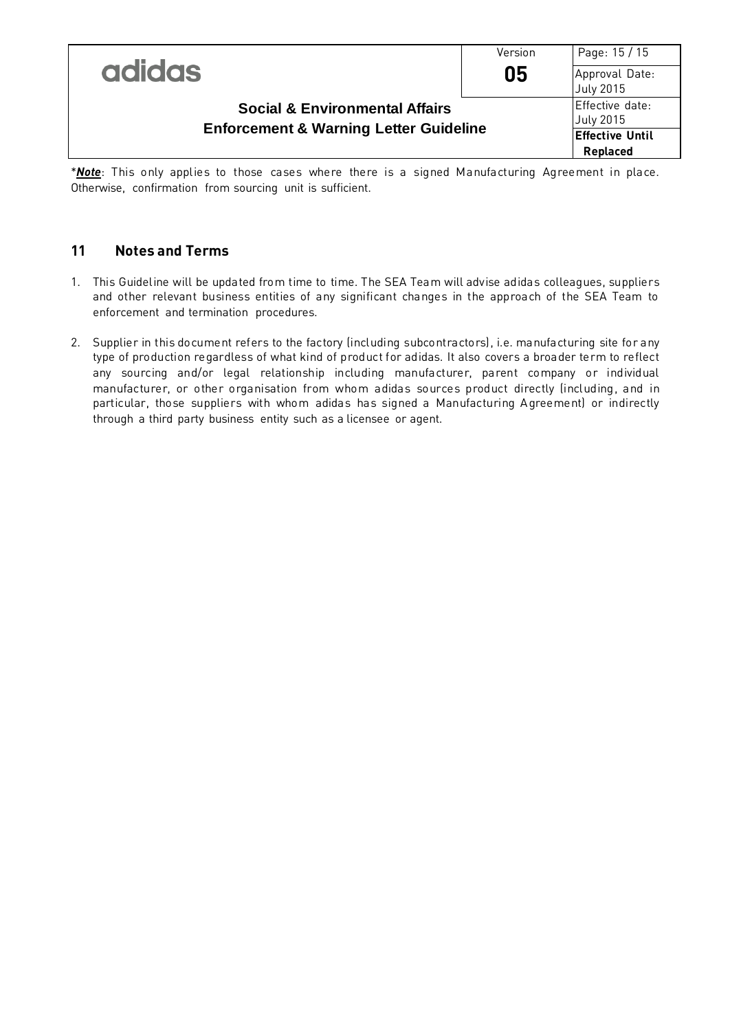\**Note*: This only applies to those cases where there is a signed Manufacturing Agreement in place. Otherwise, confirmation from sourcing unit is sufficient.

## 11 Notes and Terms

1. This Guideline will be updated from time to time. The SEA Team will advise adidas colleagues, suppliers and other relevant business entities of any significant changes in the approach of the SEA Team to enforcement and termination procedures.

2. Supplier in this document refers to the factory (including subcontractors), i.e. manufacturing site for any type of production regardless of what kind of product for adidas. It also covers a broader term to reflect any sourcing and/or legal relationship including manufacturer, parent company or individual manufacturer, or other organisation from whom adidas sources product directly (including, and in particular, those suppliers with whom adidas has signed a Manufacturing Agreement) or indirectly through a third party business entity such as a licensee or agent.